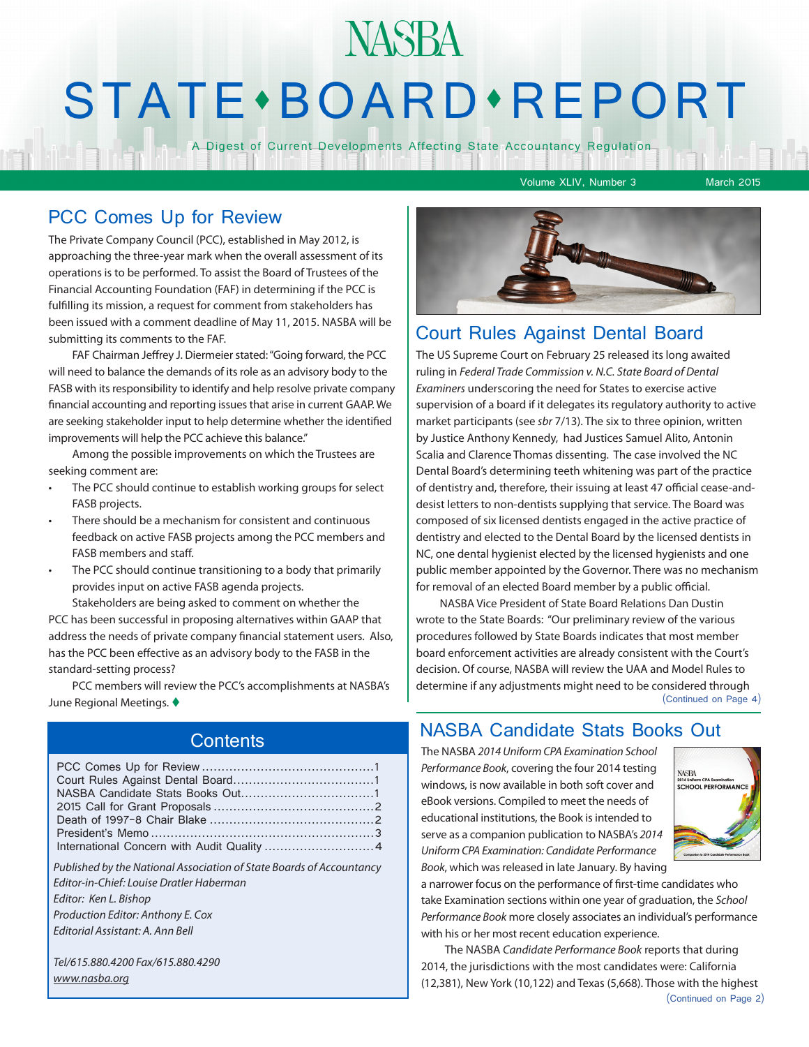# NASBA STATE • BOARD • REPORT

A Digest of Current Developments Affecting State Accountancy Regulation

Volume XLIV, Number 3 — March 2015

## PCC Comes Up for Review

The Private Company Council (PCC), established in May 2012, is approaching the three-year mark when the overall assessment of its operations is to be performed. To assist the Board of Trustees of the Financial Accounting Foundation (FAF) in determining if the PCC is fulfilling its mission, a request for comment from stakeholders has been issued with a comment deadline of May 11, 2015. NASBA will be submitting its comments to the FAF.

FAF Chairman Jeffrey J. Diermeier stated: "Going forward, the PCC will need to balance the demands of its role as an advisory body to the FASB with its responsibility to identify and help resolve private company financial accounting and reporting issues that arise in current GAAP. We are seeking stakeholder input to help determine whether the identified improvements will help the PCC achieve this balance."

Among the possible improvements on which the Trustees are seeking comment are:

- The PCC should continue to establish working groups for select FASB projects.
- There should be a mechanism for consistent and continuous feedback on active FASB projects among the PCC members and FASB members and staff.
- The PCC should continue transitioning to a body that primarily provides input on active FASB agenda projects.

Stakeholders are being asked to comment on whether the PCC has been successful in proposing alternatives within GAAP that address the needs of private company financial statement users. Also, has the PCC been effective as an advisory body to the FASB in the standard-setting process?

PCC members will review the PCC's accomplishments at NASBA's June Regional Meetings. ♦

## Contents

- PCC Comes Up for Review ........ 1
- Court Rules Against Dental Board ........ 1
- NASBA Candidate Stats Books Out ........ 1
- 2015 Call for Grant Proposals ........ 2
- Death of 1997-8 Chair Blake ........ 2
- President's Memo ........ 3
- International Concern with Audit Quality ........ 4

*Published by the National Association of State Boards of Accountancy*
*Editor-in-Chief: Louise Dratler Haberman*
*Editor: Ken L. Bishop*
*Production Editor: Anthony E. Cox*
*Editorial Assistant: A. Ann Bell*

*Tel/615.880.4200 Fax/615.880.4290*
*www.nasba.org*

## Court Rules Against Dental Board

The US Supreme Court on February 25 released its long awaited ruling in *Federal Trade Commission v. N.C. State Board of Dental Examiners* underscoring the need for States to exercise active supervision of a board if it delegates its regulatory authority to active market participants (see *sbr* 7/13). The six to three opinion, written by Justice Anthony Kennedy, had Justices Samuel Alito, Antonin Scalia and Clarence Thomas dissenting. The case involved the NC Dental Board's determining teeth whitening was part of the practice of dentistry and, therefore, their issuing at least 47 official cease-and-desist letters to non-dentists supplying that service. The Board was composed of six licensed dentists engaged in the active practice of dentistry and elected to the Dental Board by the licensed dentists in NC, one dental hygienist elected by the licensed hygienists and one public member appointed by the Governor. There was no mechanism for removal of an elected Board member by a public official.

NASBA Vice President of State Board Relations Dan Dustin wrote to the State Boards: "Our preliminary review of the various procedures followed by State Boards indicates that most member board enforcement activities are already consistent with the Court's decision. Of course, NASBA will review the UAA and Model Rules to determine if any adjustments might need to be considered through

(Continued on Page 4)

## NASBA Candidate Stats Books Out

The NASBA *2014 Uniform CPA Examination School Performance Book*, covering the four 2014 testing windows, is now available in both soft cover and eBook versions. Compiled to meet the needs of educational institutions, the Book is intended to serve as a companion publication to NASBA's *2014 Uniform CPA Examination: Candidate Performance Book*, which was released in late January. By having a narrower focus on the performance of first-time candidates who take Examination sections within one year of graduation, the *School Performance Book* more closely associates an individual's performance with his or her most recent education experience.

The NASBA *Candidate Performance Book* reports that during 2014, the jurisdictions with the most candidates were: California (12,381), New York (10,122) and Texas (5,668). Those with the highest

(Continued on Page 2)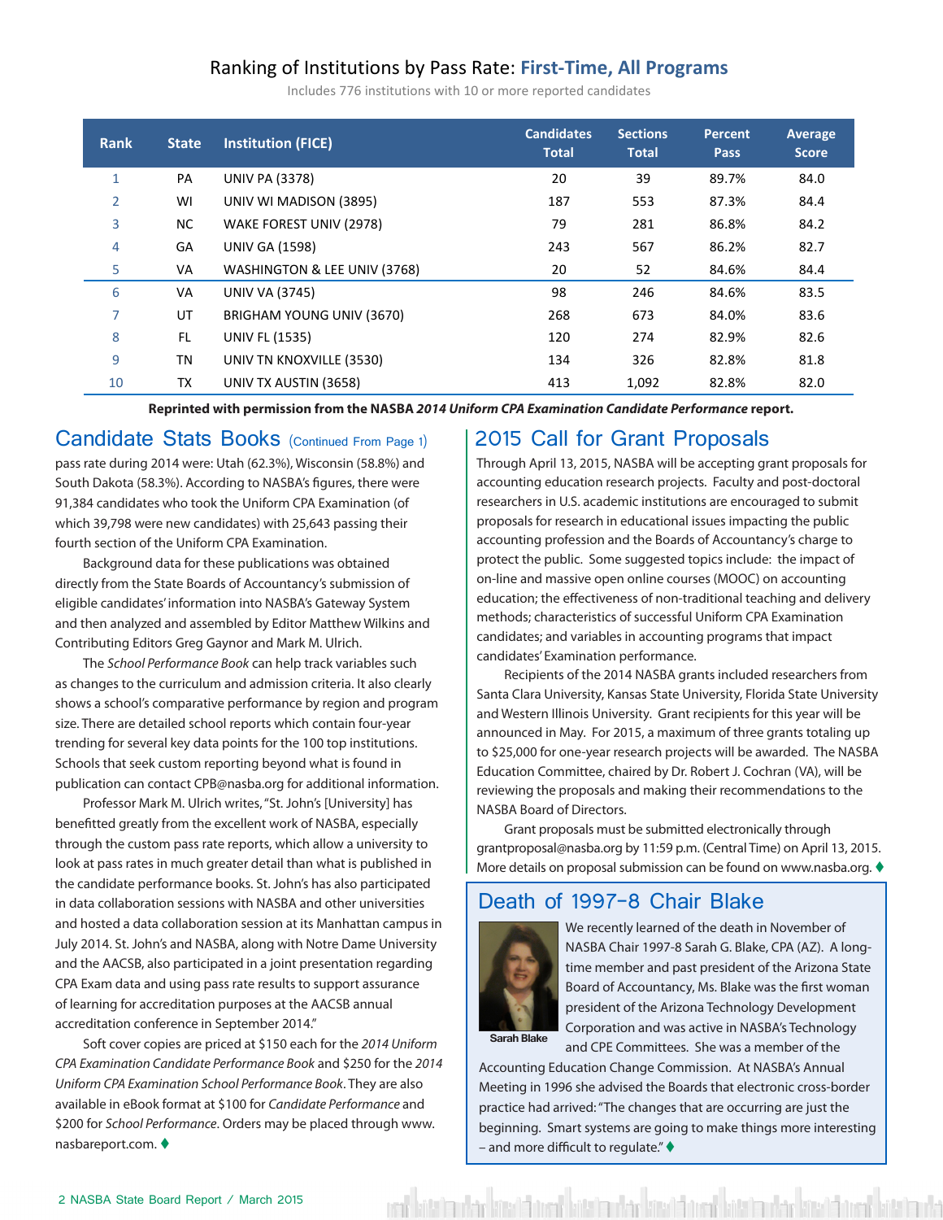## Ranking of Institutions by Pass Rate: First-Time, All Programs

Includes 776 institutions with 10 or more reported candidates

| Rank | State | Institution (FICE) | Candidates Total | Sections Total | Percent Pass | Average Score |
|---|---|---|---|---|---|---|
| 1 | PA | UNIV PA (3378) | 20 | 39 | 89.7% | 84.0 |
| 2 | WI | UNIV WI MADISON (3895) | 187 | 553 | 87.3% | 84.4 |
| 3 | NC | WAKE FOREST UNIV (2978) | 79 | 281 | 86.8% | 84.2 |
| 4 | GA | UNIV GA (1598) | 243 | 567 | 86.2% | 82.7 |
| 5 | VA | WASHINGTON & LEE UNIV (3768) | 20 | 52 | 84.6% | 84.4 |
| 6 | VA | UNIV VA (3745) | 98 | 246 | 84.6% | 83.5 |
| 7 | UT | BRIGHAM YOUNG UNIV (3670) | 268 | 673 | 84.0% | 83.6 |
| 8 | FL | UNIV FL (1535) | 120 | 274 | 82.9% | 82.6 |
| 9 | TN | UNIV TN KNOXVILLE (3530) | 134 | 326 | 82.8% | 81.8 |
| 10 | TX | UNIV TX AUSTIN (3658) | 413 | 1,092 | 82.8% | 82.0 |

**Reprinted with permission from the NASBA *2014 Uniform CPA Examination Candidate Performance* report.**

## Candidate Stats Books (Continued From Page 1)

pass rate during 2014 were: Utah (62.3%), Wisconsin (58.8%) and South Dakota (58.3%). According to NASBA's figures, there were 91,384 candidates who took the Uniform CPA Examination (of which 39,798 were new candidates) with 25,643 passing their fourth section of the Uniform CPA Examination.

Background data for these publications was obtained directly from the State Boards of Accountancy's submission of eligible candidates' information into NASBA's Gateway System and then analyzed and assembled by Editor Matthew Wilkins and Contributing Editors Greg Gaynor and Mark M. Ulrich.

The *School Performance Book* can help track variables such as changes to the curriculum and admission criteria. It also clearly shows a school's comparative performance by region and program size. There are detailed school reports which contain four-year trending for several key data points for the 100 top institutions. Schools that seek custom reporting beyond what is found in publication can contact CPB@nasba.org for additional information.

Professor Mark M. Ulrich writes, "St. John's [University] has benefitted greatly from the excellent work of NASBA, especially through the custom pass rate reports, which allow a university to look at pass rates in much greater detail than what is published in the candidate performance books. St. John's has also participated in data collaboration sessions with NASBA and other universities and hosted a data collaboration session at its Manhattan campus in July 2014. St. John's and NASBA, along with Notre Dame University and the AACSB, also participated in a joint presentation regarding CPA Exam data and using pass rate results to support assurance of learning for accreditation purposes at the AACSB annual accreditation conference in September 2014."

Soft cover copies are priced at $150 each for the *2014 Uniform CPA Examination Candidate Performance Book* and $250 for the *2014 Uniform CPA Examination School Performance Book*. They are also available in eBook format at $100 for *Candidate Performance* and $200 for *School Performance*. Orders may be placed through www.nasbareport.com. ♦

## 2015 Call for Grant Proposals

Through April 13, 2015, NASBA will be accepting grant proposals for accounting education research projects. Faculty and post-doctoral researchers in U.S. academic institutions are encouraged to submit proposals for research in educational issues impacting the public accounting profession and the Boards of Accountancy's charge to protect the public. Some suggested topics include: the impact of on-line and massive open online courses (MOOC) on accounting education; the effectiveness of non-traditional teaching and delivery methods; characteristics of successful Uniform CPA Examination candidates; and variables in accounting programs that impact candidates' Examination performance.

Recipients of the 2014 NASBA grants included researchers from Santa Clara University, Kansas State University, Florida State University and Western Illinois University. Grant recipients for this year will be announced in May. For 2015, a maximum of three grants totaling up to $25,000 for one-year research projects will be awarded. The NASBA Education Committee, chaired by Dr. Robert J. Cochran (VA), will be reviewing the proposals and making their recommendations to the NASBA Board of Directors.

Grant proposals must be submitted electronically through grantproposal@nasba.org by 11:59 p.m. (Central Time) on April 13, 2015. More details on proposal submission can be found on www.nasba.org. ♦

## Death of 1997-8 Chair Blake

Sarah Blake

We recently learned of the death in November of NASBA Chair 1997-8 Sarah G. Blake, CPA (AZ). A long-time member and past president of the Arizona State Board of Accountancy, Ms. Blake was the first woman president of the Arizona Technology Development Corporation and was active in NASBA's Technology and CPE Committees. She was a member of the Accounting Education Change Commission. At NASBA's Annual Meeting in 1996 she advised the Boards that electronic cross-border practice had arrived: "The changes that are occurring are just the beginning. Smart systems are going to make things more interesting – and more difficult to regulate." ♦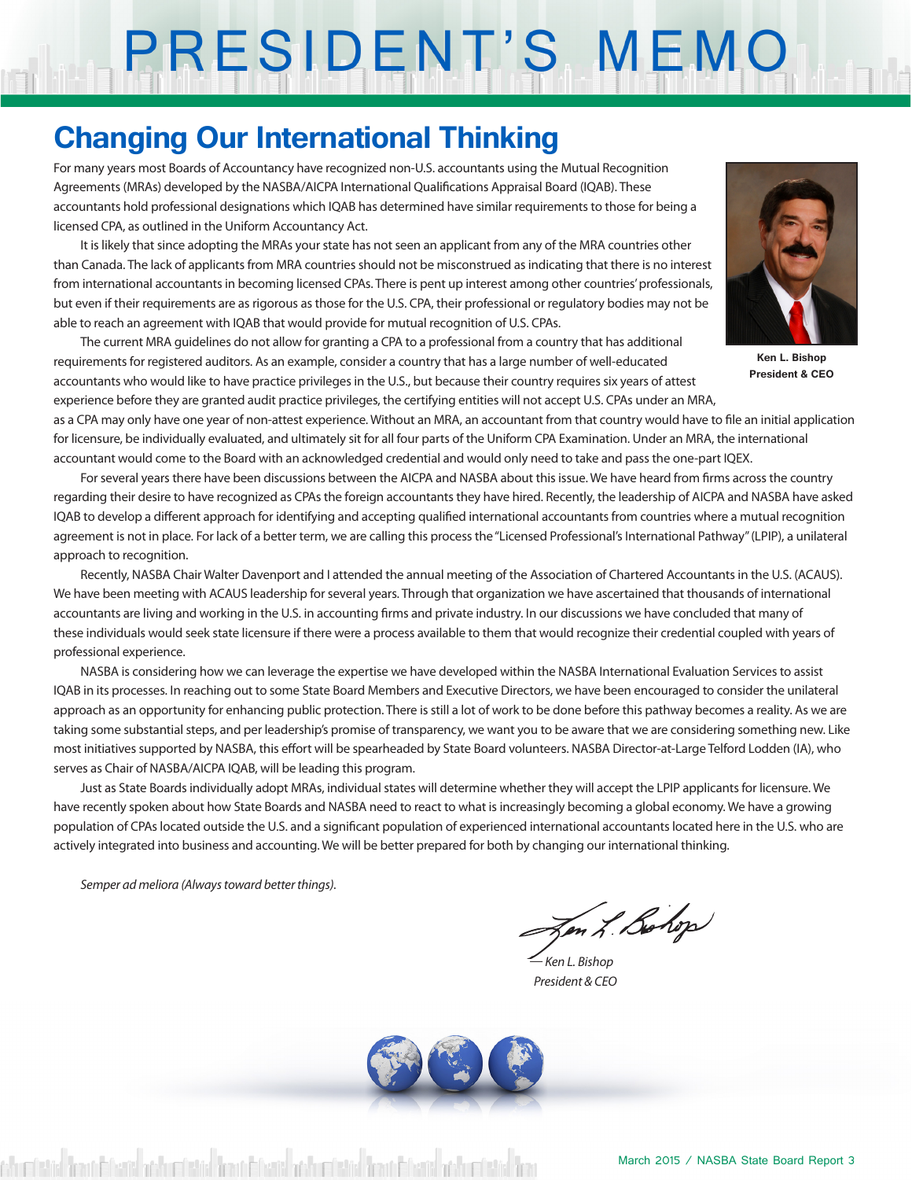# PRESIDENT'S MEMO

## Changing Our International Thinking

For many years most Boards of Accountancy have recognized non-U.S. accountants using the Mutual Recognition Agreements (MRAs) developed by the NASBA/AICPA International Qualifications Appraisal Board (IQAB). These accountants hold professional designations which IQAB has determined have similar requirements to those for being a licensed CPA, as outlined in the Uniform Accountancy Act.

It is likely that since adopting the MRAs your state has not seen an applicant from any of the MRA countries other than Canada. The lack of applicants from MRA countries should not be misconstrued as indicating that there is no interest from international accountants in becoming licensed CPAs. There is pent up interest among other countries' professionals, but even if their requirements are as rigorous as those for the U.S. CPA, their professional or regulatory bodies may not be able to reach an agreement with IQAB that would provide for mutual recognition of U.S. CPAs.

**Ken L. Bishop**
**President & CEO**

The current MRA guidelines do not allow for granting a CPA to a professional from a country that has additional requirements for registered auditors. As an example, consider a country that has a large number of well-educated accountants who would like to have practice privileges in the U.S., but because their country requires six years of attest experience before they are granted audit practice privileges, the certifying entities will not accept U.S. CPAs under an MRA, as a CPA may only have one year of non-attest experience. Without an MRA, an accountant from that country would have to file an initial application for licensure, be individually evaluated, and ultimately sit for all four parts of the Uniform CPA Examination. Under an MRA, the international accountant would come to the Board with an acknowledged credential and would only need to take and pass the one-part IQEX.

For several years there have been discussions between the AICPA and NASBA about this issue. We have heard from firms across the country regarding their desire to have recognized as CPAs the foreign accountants they have hired. Recently, the leadership of AICPA and NASBA have asked IQAB to develop a different approach for identifying and accepting qualified international accountants from countries where a mutual recognition agreement is not in place. For lack of a better term, we are calling this process the "Licensed Professional's International Pathway" (LPIP), a unilateral approach to recognition.

Recently, NASBA Chair Walter Davenport and I attended the annual meeting of the Association of Chartered Accountants in the U.S. (ACAUS). We have been meeting with ACAUS leadership for several years. Through that organization we have ascertained that thousands of international accountants are living and working in the U.S. in accounting firms and private industry. In our discussions we have concluded that many of these individuals would seek state licensure if there were a process available to them that would recognize their credential coupled with years of professional experience.

NASBA is considering how we can leverage the expertise we have developed within the NASBA International Evaluation Services to assist IQAB in its processes. In reaching out to some State Board Members and Executive Directors, we have been encouraged to consider the unilateral approach as an opportunity for enhancing public protection. There is still a lot of work to be done before this pathway becomes a reality. As we are taking some substantial steps, and per leadership's promise of transparency, we want you to be aware that we are considering something new. Like most initiatives supported by NASBA, this effort will be spearheaded by State Board volunteers. NASBA Director-at-Large Telford Lodden (IA), who serves as Chair of NASBA/AICPA IQAB, will be leading this program.

Just as State Boards individually adopt MRAs, individual states will determine whether they will accept the LPIP applicants for licensure. We have recently spoken about how State Boards and NASBA need to react to what is increasingly becoming a global economy. We have a growing population of CPAs located outside the U.S. and a significant population of experienced international accountants located here in the U.S. who are actively integrated into business and accounting. We will be better prepared for both by changing our international thinking.

*Semper ad meliora (Always toward better things).*

*— Ken L. Bishop*
*President & CEO*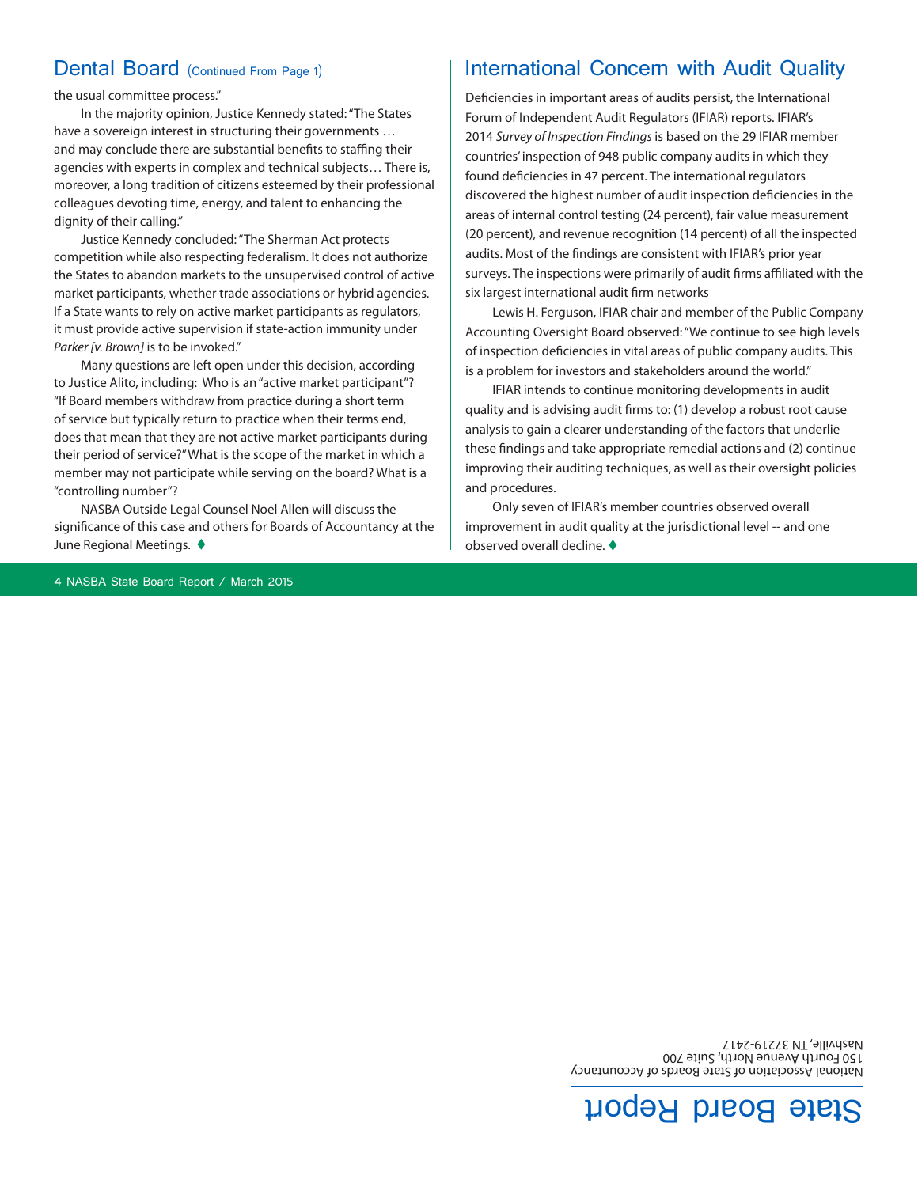## Dental Board (Continued From Page 1)

the usual committee process."

In the majority opinion, Justice Kennedy stated: "The States have a sovereign interest in structuring their governments … and may conclude there are substantial benefits to staffing their agencies with experts in complex and technical subjects… There is, moreover, a long tradition of citizens esteemed by their professional colleagues devoting time, energy, and talent to enhancing the dignity of their calling."

Justice Kennedy concluded: "The Sherman Act protects competition while also respecting federalism. It does not authorize the States to abandon markets to the unsupervised control of active market participants, whether trade associations or hybrid agencies. If a State wants to rely on active market participants as regulators, it must provide active supervision if state-action immunity under *Parker [v. Brown]* is to be invoked."

Many questions are left open under this decision, according to Justice Alito, including: Who is an "active market participant"? "If Board members withdraw from practice during a short term of service but typically return to practice when their terms end, does that mean that they are not active market participants during their period of service?" What is the scope of the market in which a member may not participate while serving on the board? What is a "controlling number"?

NASBA Outside Legal Counsel Noel Allen will discuss the significance of this case and others for Boards of Accountancy at the June Regional Meetings. ♦

## International Concern with Audit Quality

Deficiencies in important areas of audits persist, the International Forum of Independent Audit Regulators (IFIAR) reports. IFIAR's 2014 *Survey of Inspection Findings* is based on the 29 IFIAR member countries' inspection of 948 public company audits in which they found deficiencies in 47 percent. The international regulators discovered the highest number of audit inspection deficiencies in the areas of internal control testing (24 percent), fair value measurement (20 percent), and revenue recognition (14 percent) of all the inspected audits. Most of the findings are consistent with IFIAR's prior year surveys. The inspections were primarily of audit firms affiliated with the six largest international audit firm networks

Lewis H. Ferguson, IFIAR chair and member of the Public Company Accounting Oversight Board observed: "We continue to see high levels of inspection deficiencies in vital areas of public company audits. This is a problem for investors and stakeholders around the world."

IFIAR intends to continue monitoring developments in audit quality and is advising audit firms to: (1) develop a robust root cause analysis to gain a clearer understanding of the factors that underlie these findings and take appropriate remedial actions and (2) continue improving their auditing techniques, as well as their oversight policies and procedures.

Only seven of IFIAR's member countries observed overall improvement in audit quality at the jurisdictional level -- and one observed overall decline. ♦

State Board Report

National Association of State Boards of Accountancy
150 Fourth Avenue North, Suite 700
Nashville, TN 37219-2417